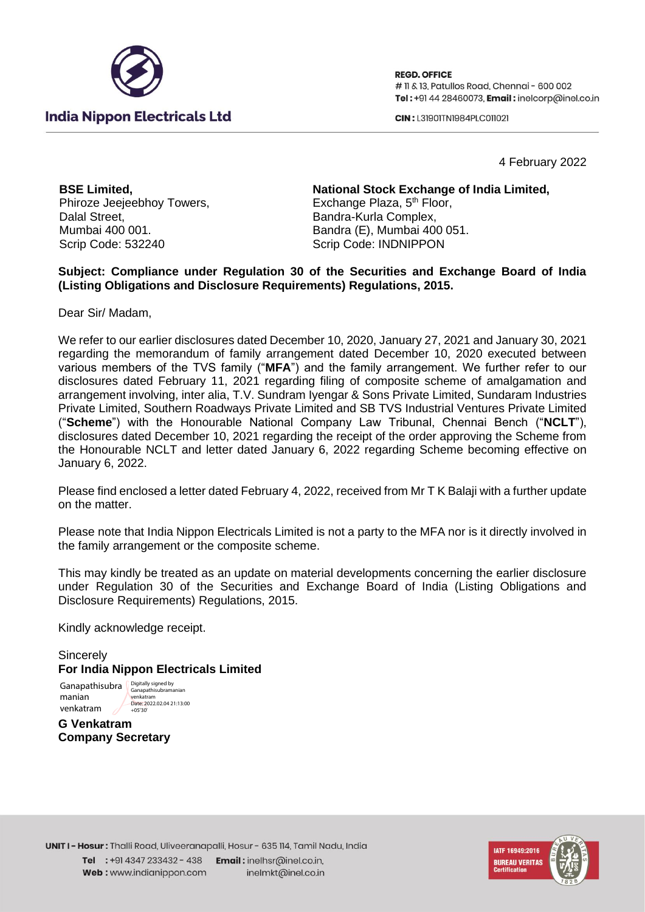**India Nippon Electricals Ltd**

**REGD. OFFICE**
# 11 & 13, Patullos Road, Chennai - 600 002
**Tel :** +91 44 28460073, **Email :** inelcorp@inel.co.in

**CIN :** L31901TN1984PLC011021

4 February 2022

**BSE Limited,**
Phiroze Jeejeebhoy Towers,
Dalal Street,
Mumbai 400 001.
Scrip Code: 532240

**National Stock Exchange of India Limited,**
Exchange Plaza, 5th Floor,
Bandra-Kurla Complex,
Bandra (E), Mumbai 400 051.
Scrip Code: INDNIPPON

**Subject: Compliance under Regulation 30 of the Securities and Exchange Board of India (Listing Obligations and Disclosure Requirements) Regulations, 2015.**

Dear Sir/ Madam,

We refer to our earlier disclosures dated December 10, 2020, January 27, 2021 and January 30, 2021 regarding the memorandum of family arrangement dated December 10, 2020 executed between various members of the TVS family ("**MFA**") and the family arrangement. We further refer to our disclosures dated February 11, 2021 regarding filing of composite scheme of amalgamation and arrangement involving, inter alia, T.V. Sundram Iyengar & Sons Private Limited, Sundaram Industries Private Limited, Southern Roadways Private Limited and SB TVS Industrial Ventures Private Limited ("**Scheme**") with the Honourable National Company Law Tribunal, Chennai Bench ("**NCLT**"), disclosures dated December 10, 2021 regarding the receipt of the order approving the Scheme from the Honourable NCLT and letter dated January 6, 2022 regarding Scheme becoming effective on January 6, 2022.

Please find enclosed a letter dated February 4, 2022, received from Mr T K Balaji with a further update on the matter.

Please note that India Nippon Electricals Limited is not a party to the MFA nor is it directly involved in the family arrangement or the composite scheme.

This may kindly be treated as an update on material developments concerning the earlier disclosure under Regulation 30 of the Securities and Exchange Board of India (Listing Obligations and Disclosure Requirements) Regulations, 2015.

Kindly acknowledge receipt.

Sincerely
**For India Nippon Electricals Limited**

Ganapathisubramanian venkatram
Digitally signed by Ganapathisubramanian venkatram
Date: 2022.02.04 21:13:00 +05'30'

**G Venkatram**
**Company Secretary**

**UNIT I - Hosur :** Thalli Road, Uliveeranapalli, Hosur - 635 114, Tamil Nadu, India
**Tel :** +91 4347 233432 - 438 **Email :** inelhsr@inel.co.in,
**Web :** www.indianippon.com inelmkt@inel.co.in

IATF 16949:2016 BUREAU VERITAS Certification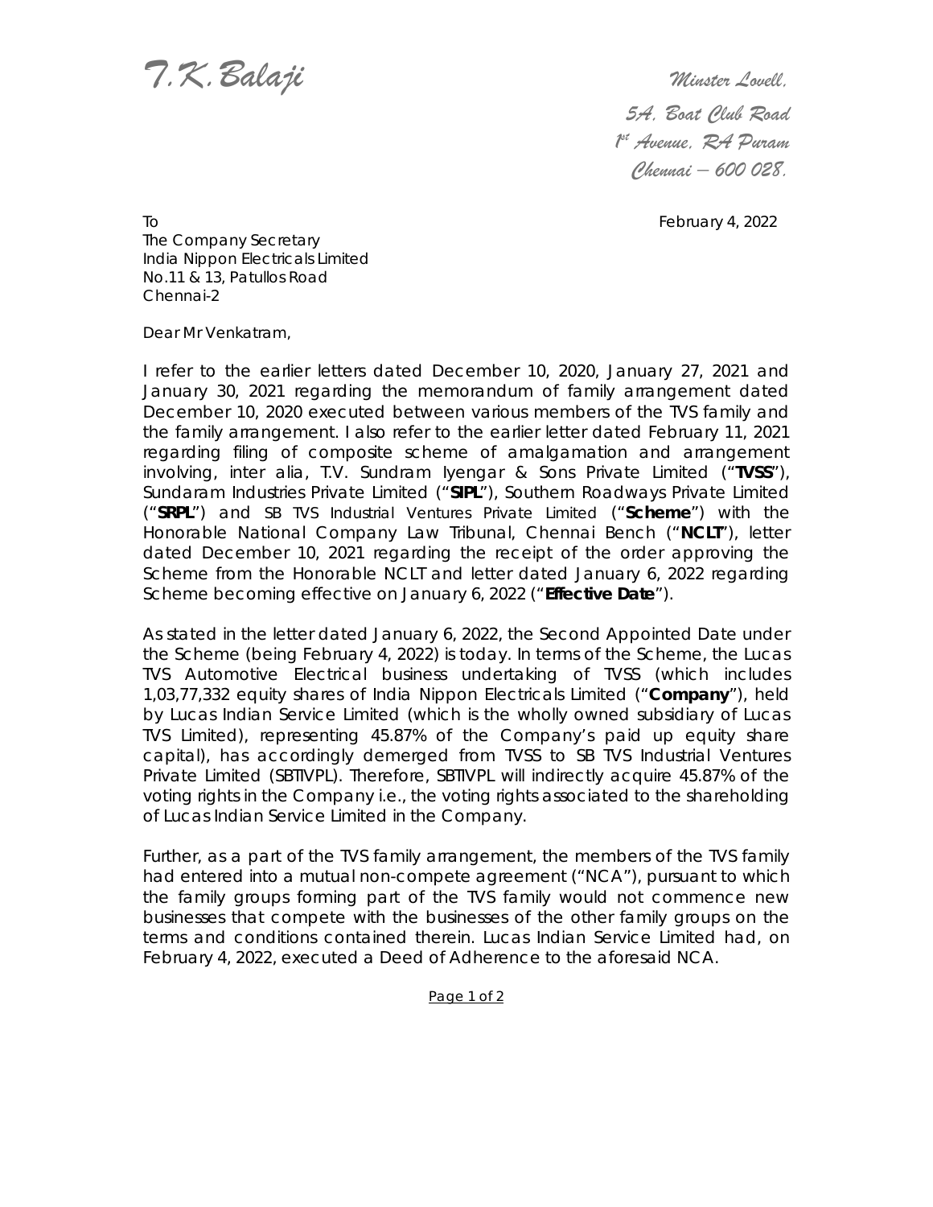T.K.Balaji

Minster Lovell,
5A, Boat Club Road
1st Avenue, RA Puram
Chennai – 600 028.

To

February 4, 2022

The Company Secretary
India Nippon Electricals Limited
No.11 & 13, Patullos Road
Chennai-2

Dear Mr Venkatram,

I refer to the earlier letters dated December 10, 2020, January 27, 2021 and January 30, 2021 regarding the memorandum of family arrangement dated December 10, 2020 executed between various members of the TVS family and the family arrangement. I also refer to the earlier letter dated February 11, 2021 regarding filing of composite scheme of amalgamation and arrangement involving, inter alia, T.V. Sundram Iyengar & Sons Private Limited ("**TVSS**"), Sundaram Industries Private Limited ("**SIPL**"), Southern Roadways Private Limited ("**SRPL**") and SB TVS Industrial Ventures Private Limited ("**Scheme**") with the Honorable National Company Law Tribunal, Chennai Bench ("**NCLT**"), letter dated December 10, 2021 regarding the receipt of the order approving the Scheme from the Honorable NCLT and letter dated January 6, 2022 regarding Scheme becoming effective on January 6, 2022 ("**Effective Date**").

As stated in the letter dated January 6, 2022, the Second Appointed Date under the Scheme (being February 4, 2022) is today. In terms of the Scheme, the Lucas TVS Automotive Electrical business undertaking of TVSS (which includes 1,03,77,332 equity shares of India Nippon Electricals Limited ("**Company**"), held by Lucas Indian Service Limited (which is the wholly owned subsidiary of Lucas TVS Limited), representing 45.87% of the Company's paid up equity share capital), has accordingly demerged from TVSS to SB TVS Industrial Ventures Private Limited (SBTIVPL). Therefore, SBTIVPL will indirectly acquire 45.87% of the voting rights in the Company i.e., the voting rights associated to the shareholding of Lucas Indian Service Limited in the Company.

Further, as a part of the TVS family arrangement, the members of the TVS family had entered into a mutual non-compete agreement ("NCA"), pursuant to which the family groups forming part of the TVS family would not commence new businesses that compete with the businesses of the other family groups on the terms and conditions contained therein. Lucas Indian Service Limited had, on February 4, 2022, executed a Deed of Adherence to the aforesaid NCA.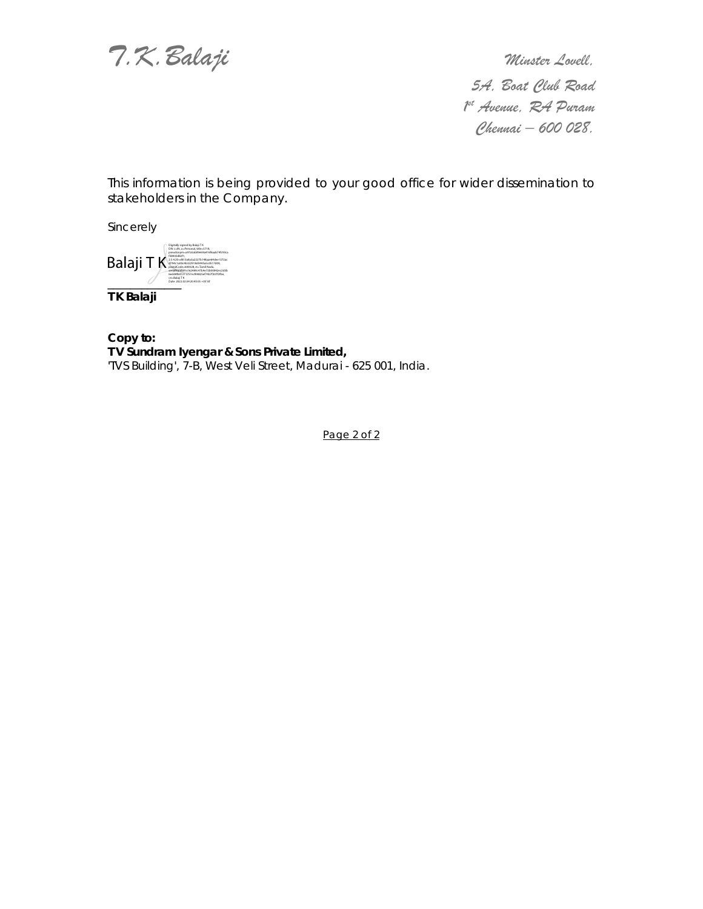*T.K.Balaji*

*Minster Lovell,*
*5A, Boat Club Road*
*1st Avenue, RA Puram*
*Chennai – 600 028.*

This information is being provided to your good office for wider dissemination to stakeholders in the Company.

Sincerely

Balaji T K

Digitally signed by Balaji T K
Date: 2022.02.04 20:43:05 +05'30'

**TK Balaji**

**Copy to:**
**TV Sundram Iyengar & Sons Private Limited,**
'TVS Building', 7-B, West Veli Street, Madurai - 625 001, India.